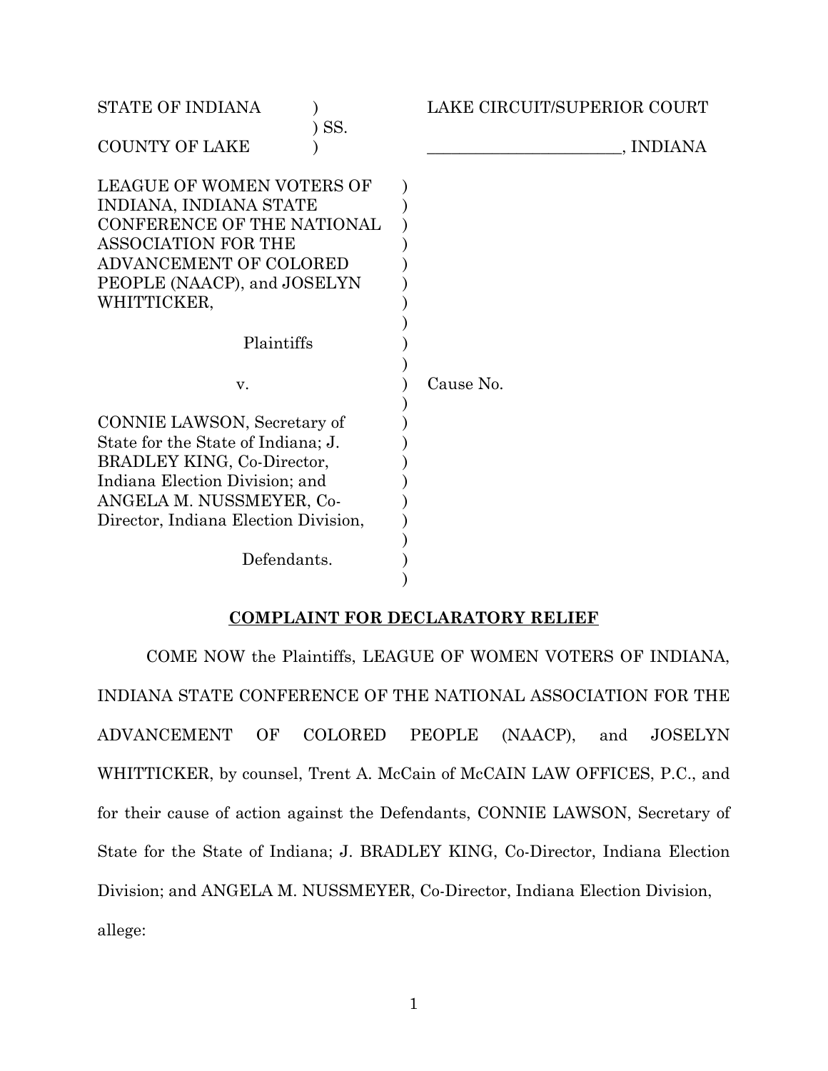STATE OF INDIANA ) LAKE CIRCUIT/SUPERIOR COURT
) SS.
COUNTY OF LAKE ) ________________________, INDIANA

LEAGUE OF WOMEN VOTERS OF INDIANA, INDIANA STATE CONFERENCE OF THE NATIONAL ASSOCIATION FOR THE ADVANCEMENT OF COLORED PEOPLE (NAACP), and JOSELYN WHITTICKER,

Plaintiffs

v. Cause No.

CONNIE LAWSON, Secretary of State for the State of Indiana; J. BRADLEY KING, Co-Director, Indiana Election Division; and ANGELA M. NUSSMEYER, Co-Director, Indiana Election Division,

Defendants.

**COMPLAINT FOR DECLARATORY RELIEF**

COME NOW the Plaintiffs, LEAGUE OF WOMEN VOTERS OF INDIANA, INDIANA STATE CONFERENCE OF THE NATIONAL ASSOCIATION FOR THE ADVANCEMENT OF COLORED PEOPLE (NAACP), and JOSELYN WHITTICKER, by counsel, Trent A. McCain of McCAIN LAW OFFICES, P.C., and for their cause of action against the Defendants, CONNIE LAWSON, Secretary of State for the State of Indiana; J. BRADLEY KING, Co-Director, Indiana Election Division; and ANGELA M. NUSSMEYER, Co-Director, Indiana Election Division, allege: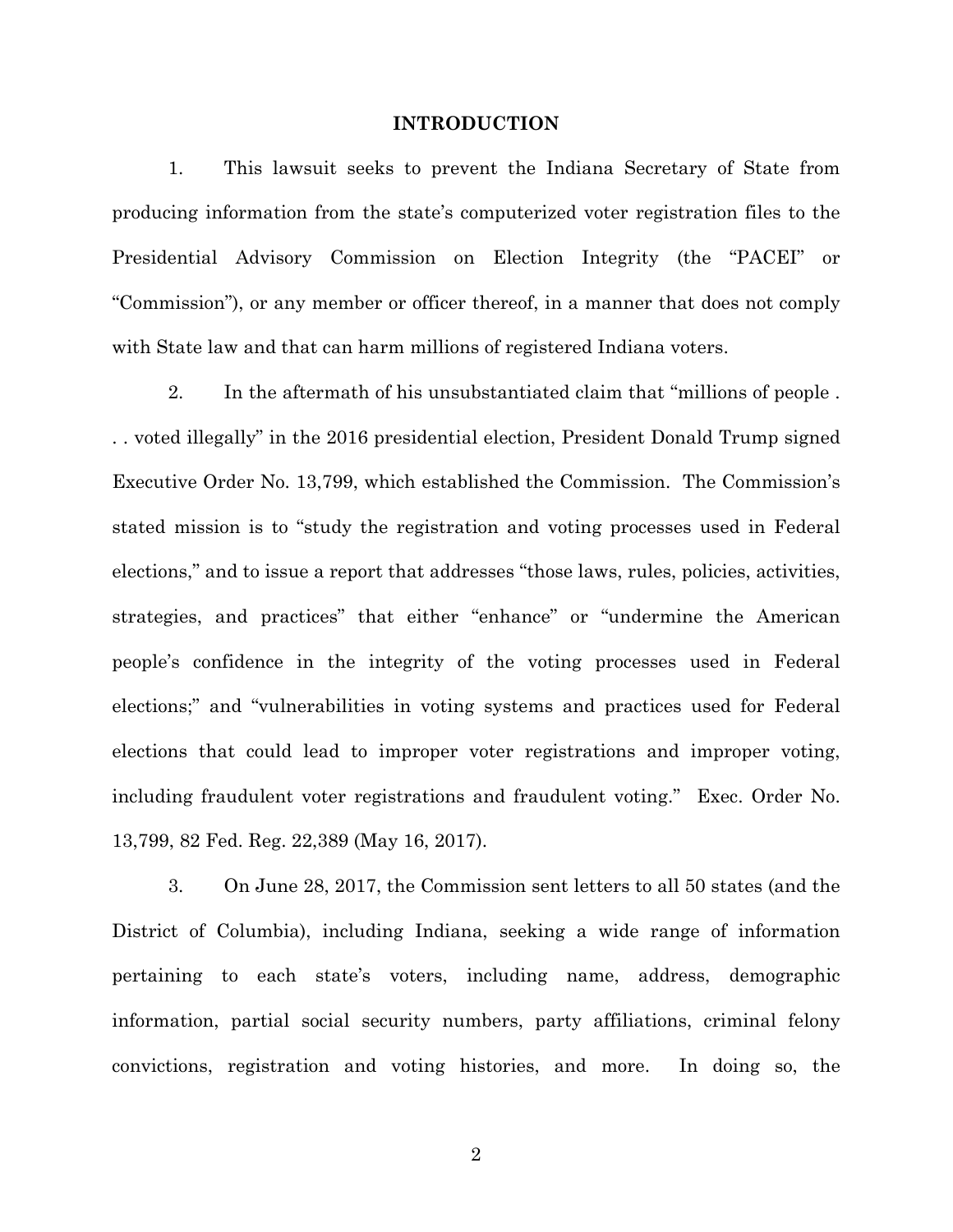## INTRODUCTION

1. This lawsuit seeks to prevent the Indiana Secretary of State from producing information from the state's computerized voter registration files to the Presidential Advisory Commission on Election Integrity (the "PACEI" or "Commission"), or any member or officer thereof, in a manner that does not comply with State law and that can harm millions of registered Indiana voters.

2. In the aftermath of his unsubstantiated claim that "millions of people . . . voted illegally" in the 2016 presidential election, President Donald Trump signed Executive Order No. 13,799, which established the Commission. The Commission's stated mission is to "study the registration and voting processes used in Federal elections," and to issue a report that addresses "those laws, rules, policies, activities, strategies, and practices" that either "enhance" or "undermine the American people's confidence in the integrity of the voting processes used in Federal elections;" and "vulnerabilities in voting systems and practices used for Federal elections that could lead to improper voter registrations and improper voting, including fraudulent voter registrations and fraudulent voting." Exec. Order No. 13,799, 82 Fed. Reg. 22,389 (May 16, 2017).

3. On June 28, 2017, the Commission sent letters to all 50 states (and the District of Columbia), including Indiana, seeking a wide range of information pertaining to each state's voters, including name, address, demographic information, partial social security numbers, party affiliations, criminal felony convictions, registration and voting histories, and more. In doing so, the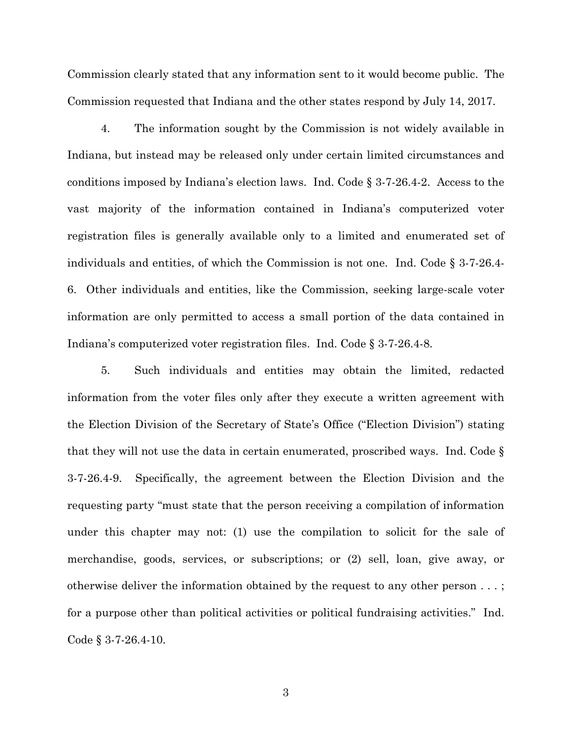Commission clearly stated that any information sent to it would become public. The Commission requested that Indiana and the other states respond by July 14, 2017.

4. The information sought by the Commission is not widely available in Indiana, but instead may be released only under certain limited circumstances and conditions imposed by Indiana's election laws. Ind. Code § 3-7-26.4-2. Access to the vast majority of the information contained in Indiana's computerized voter registration files is generally available only to a limited and enumerated set of individuals and entities, of which the Commission is not one. Ind. Code § 3-7-26.4-6. Other individuals and entities, like the Commission, seeking large-scale voter information are only permitted to access a small portion of the data contained in Indiana's computerized voter registration files. Ind. Code § 3-7-26.4-8.

5. Such individuals and entities may obtain the limited, redacted information from the voter files only after they execute a written agreement with the Election Division of the Secretary of State's Office ("Election Division") stating that they will not use the data in certain enumerated, proscribed ways. Ind. Code § 3-7-26.4-9. Specifically, the agreement between the Election Division and the requesting party "must state that the person receiving a compilation of information under this chapter may not: (1) use the compilation to solicit for the sale of merchandise, goods, services, or subscriptions; or (2) sell, loan, give away, or otherwise deliver the information obtained by the request to any other person . . . ; for a purpose other than political activities or political fundraising activities." Ind. Code § 3-7-26.4-10.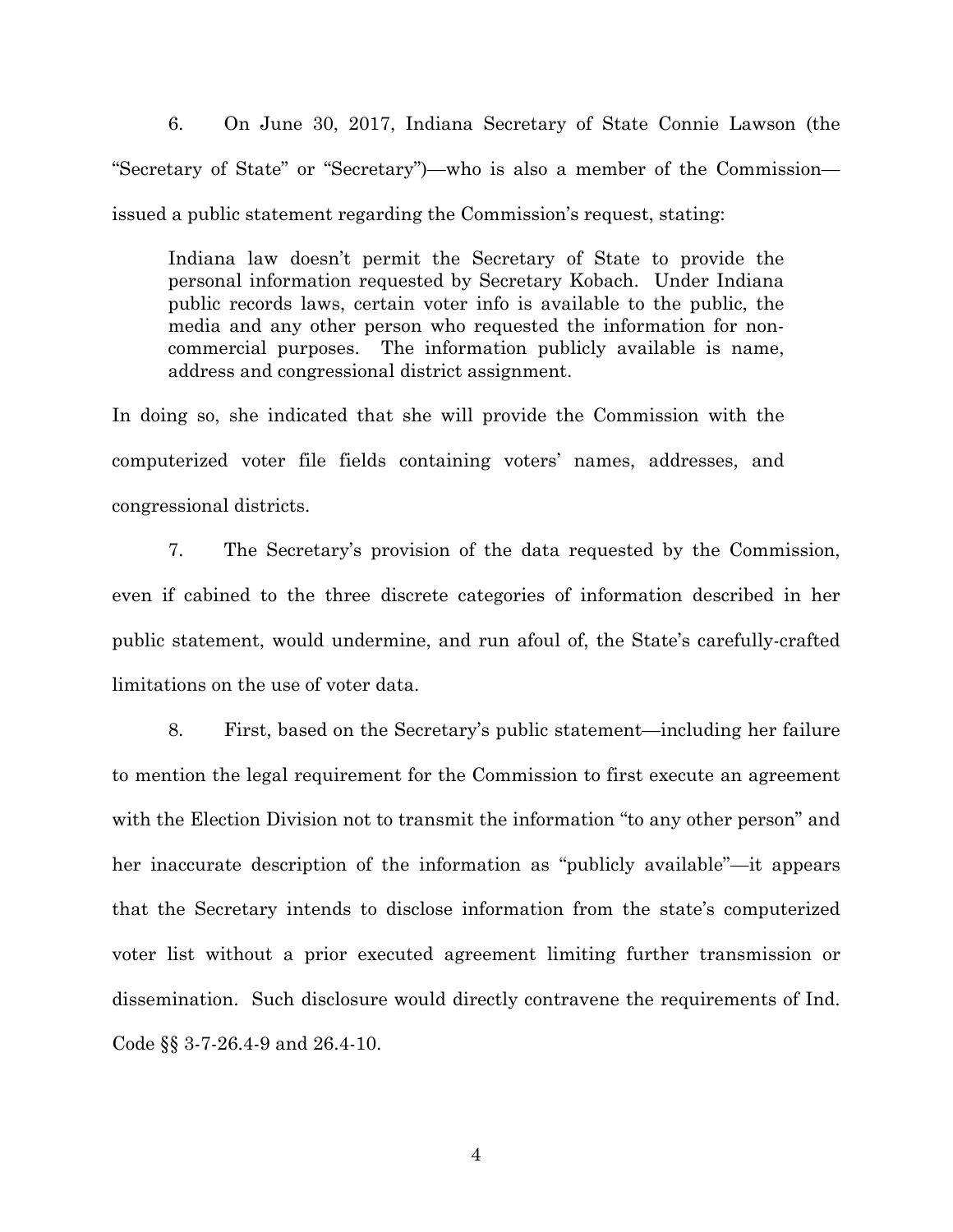6. On June 30, 2017, Indiana Secretary of State Connie Lawson (the "Secretary of State" or "Secretary")—who is also a member of the Commission—issued a public statement regarding the Commission's request, stating:

> Indiana law doesn't permit the Secretary of State to provide the personal information requested by Secretary Kobach. Under Indiana public records laws, certain voter info is available to the public, the media and any other person who requested the information for non-commercial purposes. The information publicly available is name, address and congressional district assignment.

In doing so, she indicated that she will provide the Commission with the computerized voter file fields containing voters' names, addresses, and congressional districts.

7. The Secretary's provision of the data requested by the Commission, even if cabined to the three discrete categories of information described in her public statement, would undermine, and run afoul of, the State's carefully-crafted limitations on the use of voter data.

8. First, based on the Secretary's public statement—including her failure to mention the legal requirement for the Commission to first execute an agreement with the Election Division not to transmit the information "to any other person" and her inaccurate description of the information as "publicly available"—it appears that the Secretary intends to disclose information from the state's computerized voter list without a prior executed agreement limiting further transmission or dissemination. Such disclosure would directly contravene the requirements of Ind. Code §§ 3-7-26.4-9 and 26.4-10.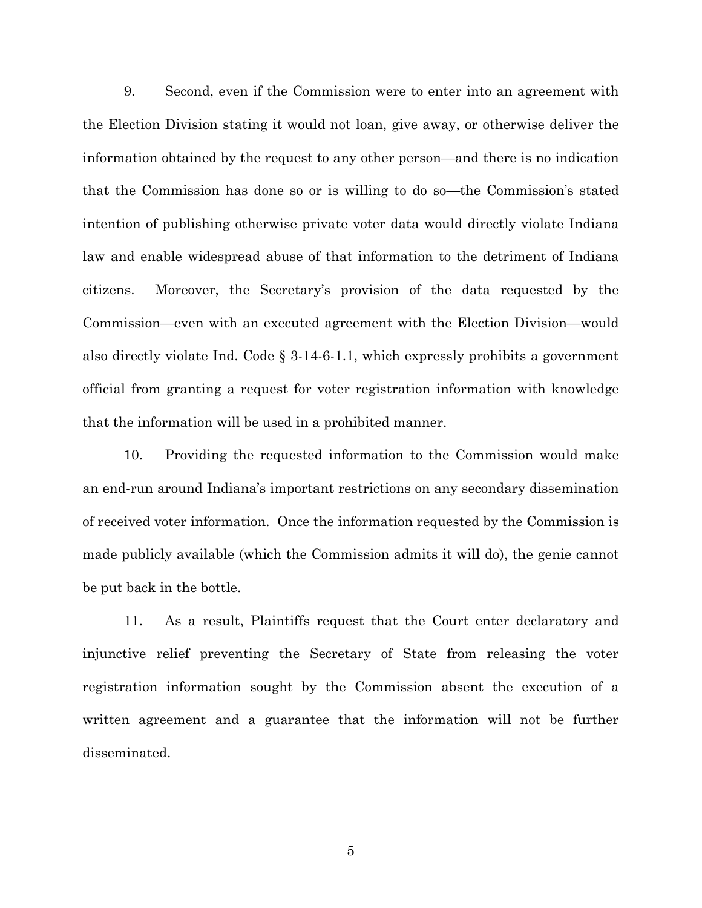9. Second, even if the Commission were to enter into an agreement with the Election Division stating it would not loan, give away, or otherwise deliver the information obtained by the request to any other person—and there is no indication that the Commission has done so or is willing to do so—the Commission's stated intention of publishing otherwise private voter data would directly violate Indiana law and enable widespread abuse of that information to the detriment of Indiana citizens. Moreover, the Secretary's provision of the data requested by the Commission—even with an executed agreement with the Election Division—would also directly violate Ind. Code § 3-14-6-1.1, which expressly prohibits a government official from granting a request for voter registration information with knowledge that the information will be used in a prohibited manner.

10. Providing the requested information to the Commission would make an end-run around Indiana's important restrictions on any secondary dissemination of received voter information. Once the information requested by the Commission is made publicly available (which the Commission admits it will do), the genie cannot be put back in the bottle.

11. As a result, Plaintiffs request that the Court enter declaratory and injunctive relief preventing the Secretary of State from releasing the voter registration information sought by the Commission absent the execution of a written agreement and a guarantee that the information will not be further disseminated.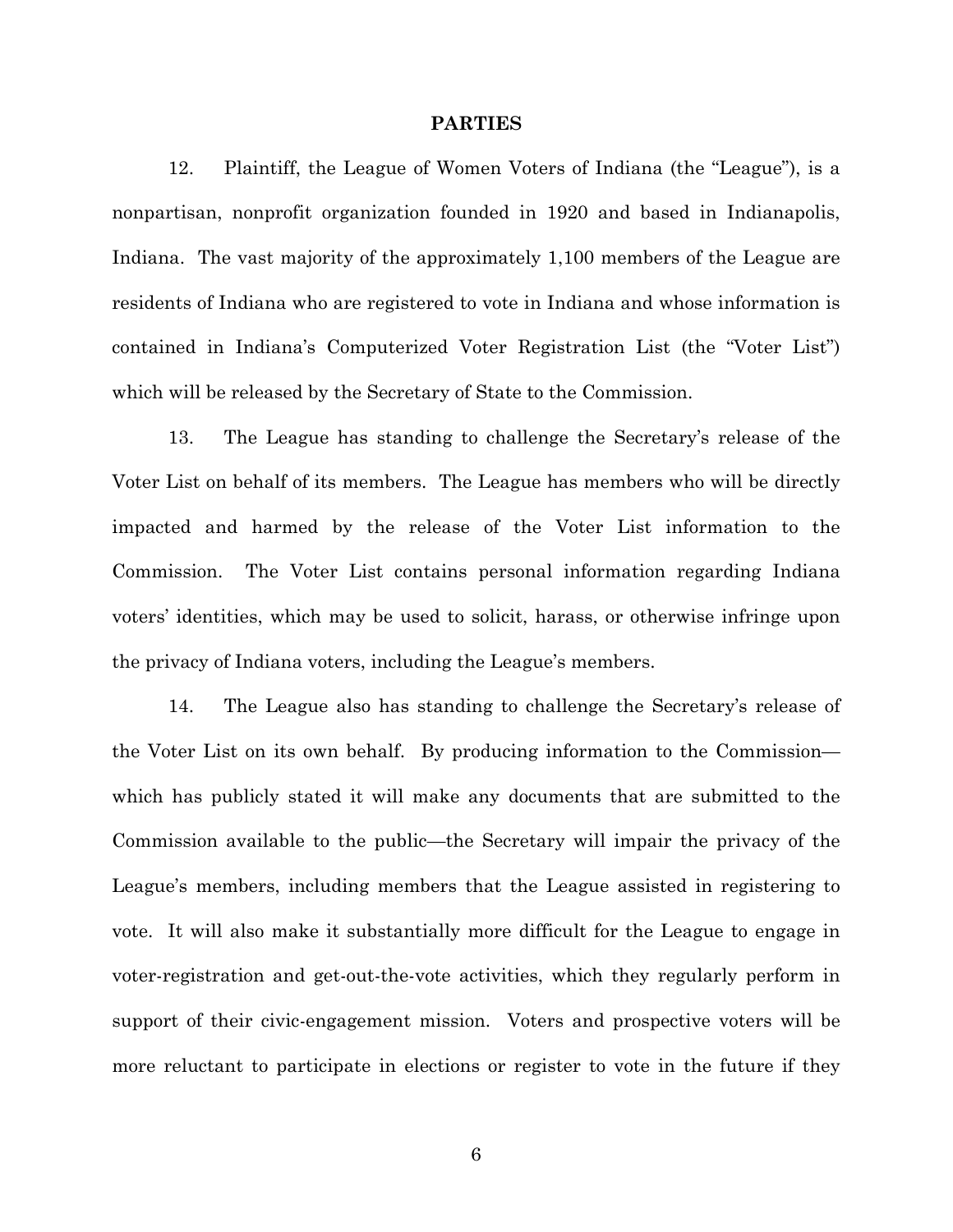## PARTIES

12. Plaintiff, the League of Women Voters of Indiana (the "League"), is a nonpartisan, nonprofit organization founded in 1920 and based in Indianapolis, Indiana. The vast majority of the approximately 1,100 members of the League are residents of Indiana who are registered to vote in Indiana and whose information is contained in Indiana's Computerized Voter Registration List (the "Voter List") which will be released by the Secretary of State to the Commission.

13. The League has standing to challenge the Secretary's release of the Voter List on behalf of its members. The League has members who will be directly impacted and harmed by the release of the Voter List information to the Commission. The Voter List contains personal information regarding Indiana voters' identities, which may be used to solicit, harass, or otherwise infringe upon the privacy of Indiana voters, including the League's members.

14. The League also has standing to challenge the Secretary's release of the Voter List on its own behalf. By producing information to the Commission—which has publicly stated it will make any documents that are submitted to the Commission available to the public—the Secretary will impair the privacy of the League's members, including members that the League assisted in registering to vote. It will also make it substantially more difficult for the League to engage in voter-registration and get-out-the-vote activities, which they regularly perform in support of their civic-engagement mission. Voters and prospective voters will be more reluctant to participate in elections or register to vote in the future if they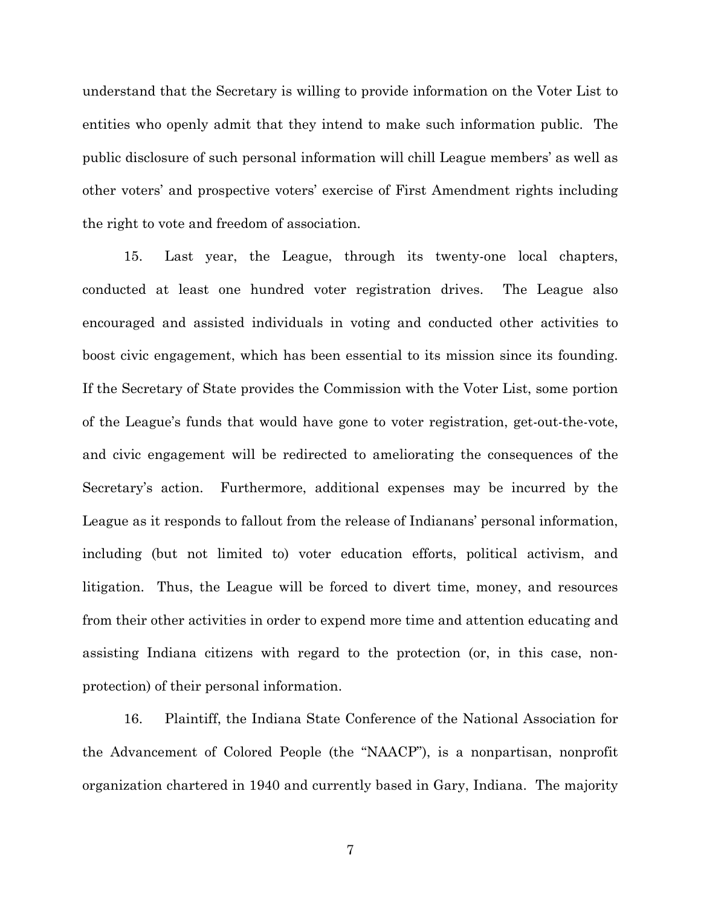understand that the Secretary is willing to provide information on the Voter List to entities who openly admit that they intend to make such information public. The public disclosure of such personal information will chill League members' as well as other voters' and prospective voters' exercise of First Amendment rights including the right to vote and freedom of association.

15. Last year, the League, through its twenty-one local chapters, conducted at least one hundred voter registration drives. The League also encouraged and assisted individuals in voting and conducted other activities to boost civic engagement, which has been essential to its mission since its founding. If the Secretary of State provides the Commission with the Voter List, some portion of the League's funds that would have gone to voter registration, get-out-the-vote, and civic engagement will be redirected to ameliorating the consequences of the Secretary's action. Furthermore, additional expenses may be incurred by the League as it responds to fallout from the release of Indianans' personal information, including (but not limited to) voter education efforts, political activism, and litigation. Thus, the League will be forced to divert time, money, and resources from their other activities in order to expend more time and attention educating and assisting Indiana citizens with regard to the protection (or, in this case, non-protection) of their personal information.

16. Plaintiff, the Indiana State Conference of the National Association for the Advancement of Colored People (the "NAACP"), is a nonpartisan, nonprofit organization chartered in 1940 and currently based in Gary, Indiana. The majority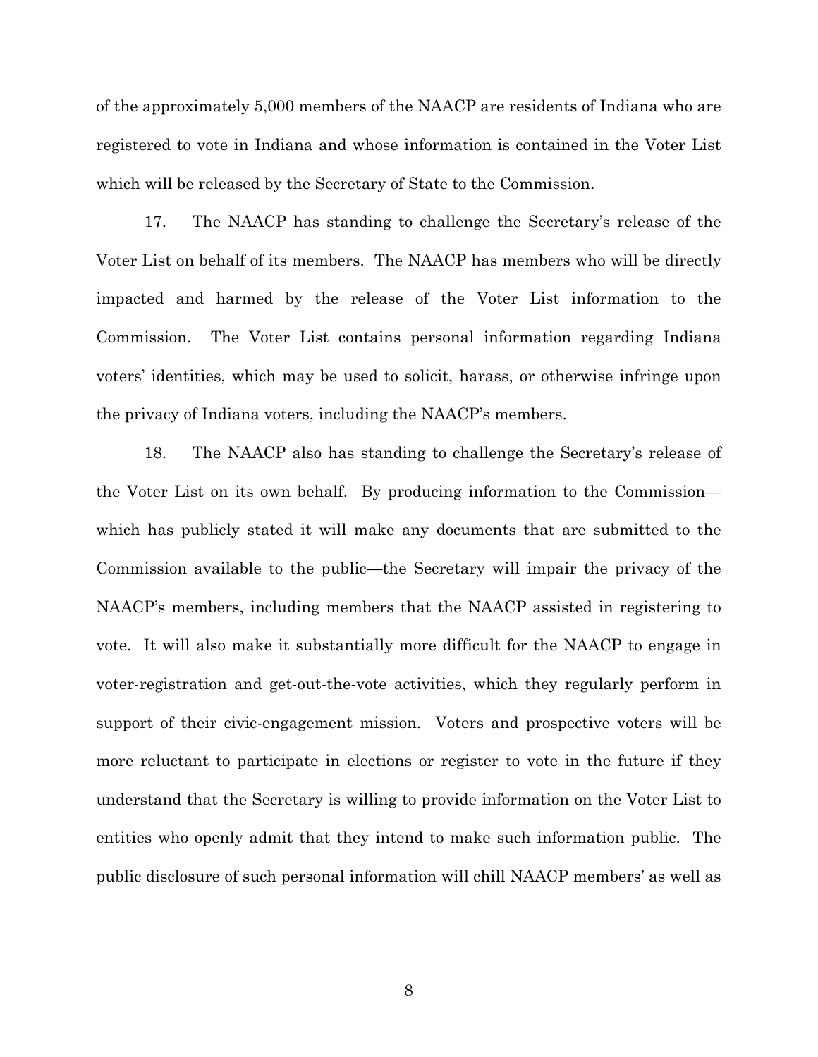of the approximately 5,000 members of the NAACP are residents of Indiana who are registered to vote in Indiana and whose information is contained in the Voter List which will be released by the Secretary of State to the Commission.

17. The NAACP has standing to challenge the Secretary's release of the Voter List on behalf of its members. The NAACP has members who will be directly impacted and harmed by the release of the Voter List information to the Commission. The Voter List contains personal information regarding Indiana voters' identities, which may be used to solicit, harass, or otherwise infringe upon the privacy of Indiana voters, including the NAACP's members.

18. The NAACP also has standing to challenge the Secretary's release of the Voter List on its own behalf. By producing information to the Commission—which has publicly stated it will make any documents that are submitted to the Commission available to the public—the Secretary will impair the privacy of the NAACP's members, including members that the NAACP assisted in registering to vote. It will also make it substantially more difficult for the NAACP to engage in voter-registration and get-out-the-vote activities, which they regularly perform in support of their civic-engagement mission. Voters and prospective voters will be more reluctant to participate in elections or register to vote in the future if they understand that the Secretary is willing to provide information on the Voter List to entities who openly admit that they intend to make such information public. The public disclosure of such personal information will chill NAACP members' as well as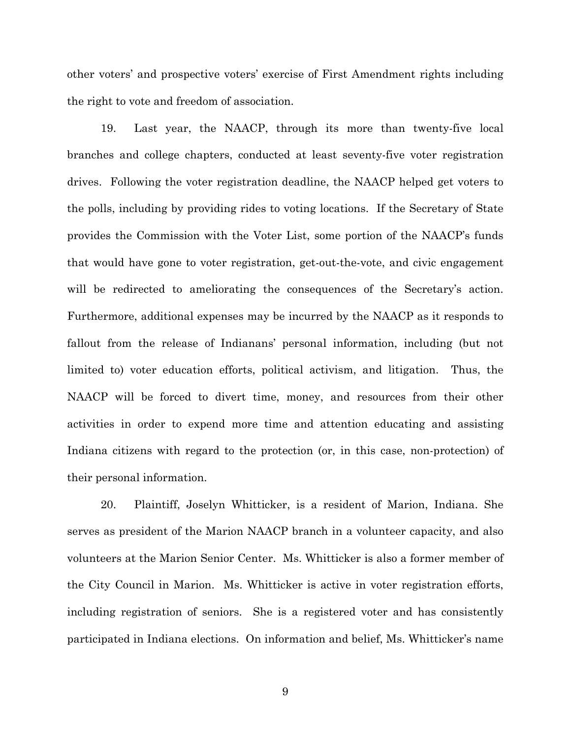other voters' and prospective voters' exercise of First Amendment rights including the right to vote and freedom of association.

19. Last year, the NAACP, through its more than twenty-five local branches and college chapters, conducted at least seventy-five voter registration drives. Following the voter registration deadline, the NAACP helped get voters to the polls, including by providing rides to voting locations. If the Secretary of State provides the Commission with the Voter List, some portion of the NAACP's funds that would have gone to voter registration, get-out-the-vote, and civic engagement will be redirected to ameliorating the consequences of the Secretary's action. Furthermore, additional expenses may be incurred by the NAACP as it responds to fallout from the release of Indianans' personal information, including (but not limited to) voter education efforts, political activism, and litigation. Thus, the NAACP will be forced to divert time, money, and resources from their other activities in order to expend more time and attention educating and assisting Indiana citizens with regard to the protection (or, in this case, non-protection) of their personal information.

20. Plaintiff, Joselyn Whitticker, is a resident of Marion, Indiana. She serves as president of the Marion NAACP branch in a volunteer capacity, and also volunteers at the Marion Senior Center. Ms. Whitticker is also a former member of the City Council in Marion. Ms. Whitticker is active in voter registration efforts, including registration of seniors. She is a registered voter and has consistently participated in Indiana elections. On information and belief, Ms. Whitticker's name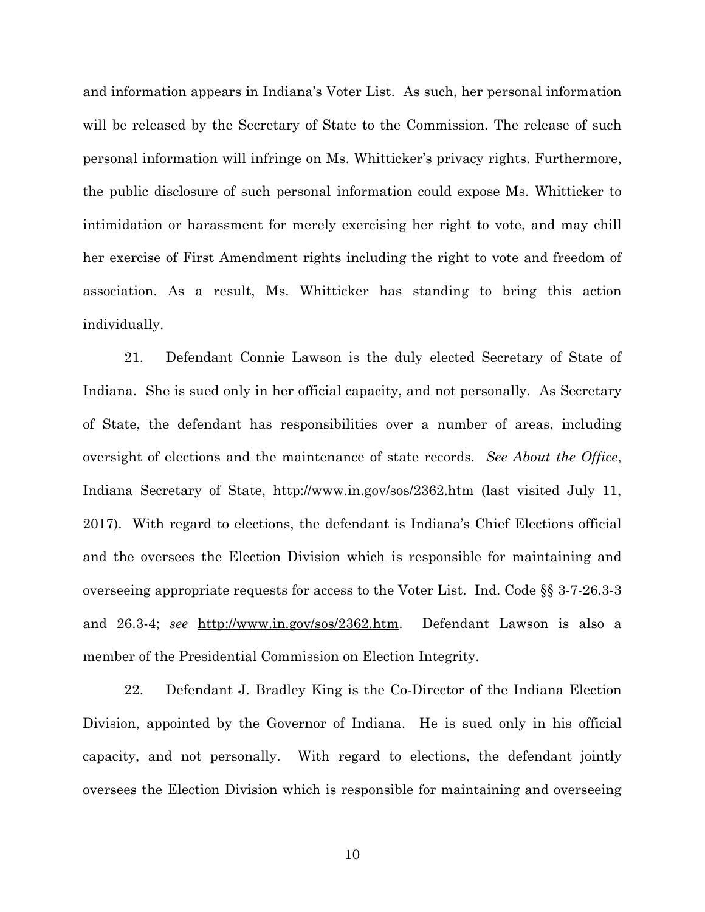and information appears in Indiana's Voter List. As such, her personal information will be released by the Secretary of State to the Commission. The release of such personal information will infringe on Ms. Whitticker's privacy rights. Furthermore, the public disclosure of such personal information could expose Ms. Whitticker to intimidation or harassment for merely exercising her right to vote, and may chill her exercise of First Amendment rights including the right to vote and freedom of association. As a result, Ms. Whitticker has standing to bring this action individually.

21. Defendant Connie Lawson is the duly elected Secretary of State of Indiana. She is sued only in her official capacity, and not personally. As Secretary of State, the defendant has responsibilities over a number of areas, including oversight of elections and the maintenance of state records. *See About the Office*, Indiana Secretary of State, http://www.in.gov/sos/2362.htm (last visited July 11, 2017). With regard to elections, the defendant is Indiana's Chief Elections official and the oversees the Election Division which is responsible for maintaining and overseeing appropriate requests for access to the Voter List. Ind. Code §§ 3-7-26.3-3 and 26.3-4; *see* <u>http://www.in.gov/sos/2362.htm</u>. Defendant Lawson is also a member of the Presidential Commission on Election Integrity.

22. Defendant J. Bradley King is the Co-Director of the Indiana Election Division, appointed by the Governor of Indiana. He is sued only in his official capacity, and not personally. With regard to elections, the defendant jointly oversees the Election Division which is responsible for maintaining and overseeing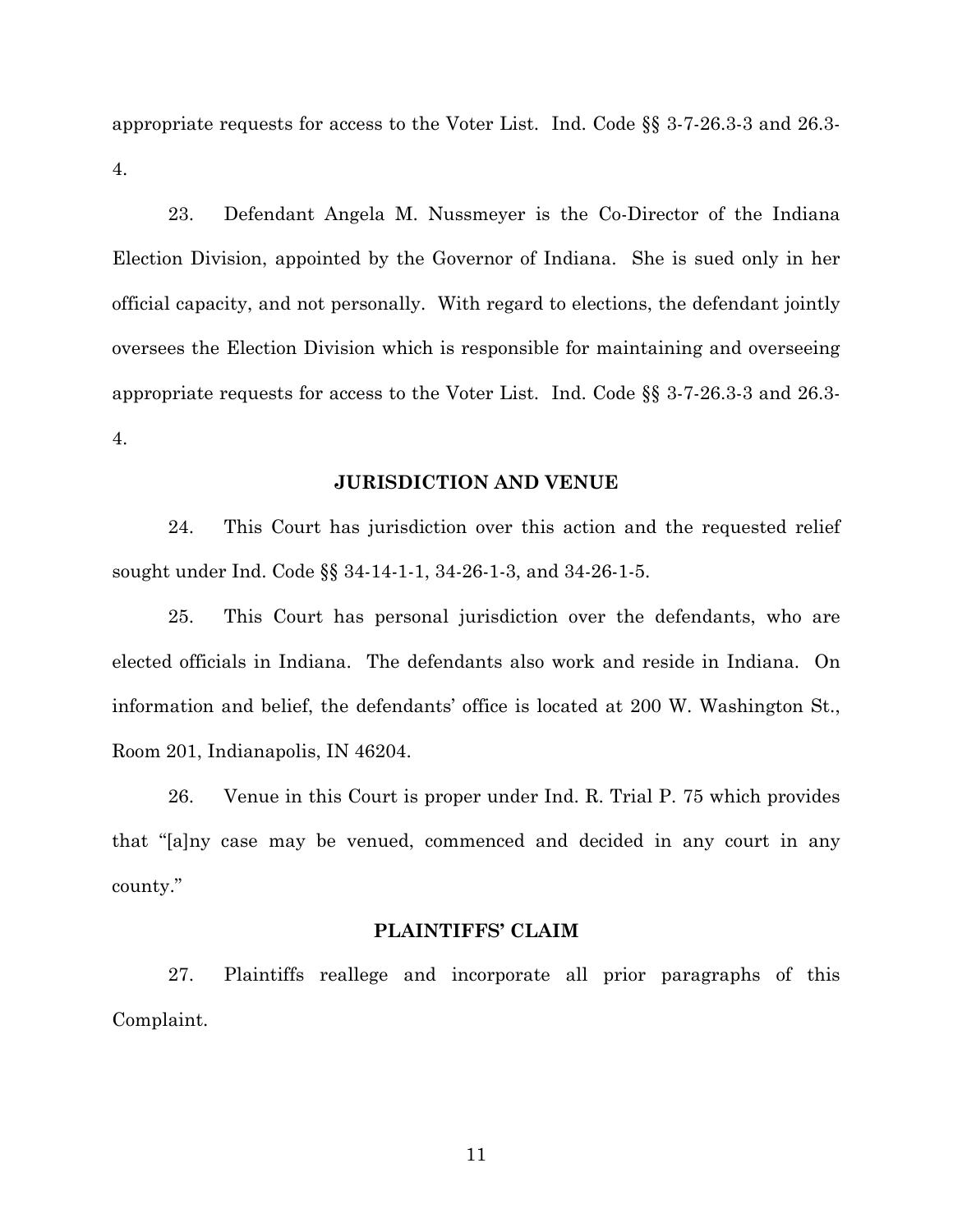appropriate requests for access to the Voter List. Ind. Code §§ 3-7-26.3-3 and 26.3-4.

23. Defendant Angela M. Nussmeyer is the Co-Director of the Indiana Election Division, appointed by the Governor of Indiana. She is sued only in her official capacity, and not personally. With regard to elections, the defendant jointly oversees the Election Division which is responsible for maintaining and overseeing appropriate requests for access to the Voter List. Ind. Code §§ 3-7-26.3-3 and 26.3-4.

## JURISDICTION AND VENUE

24. This Court has jurisdiction over this action and the requested relief sought under Ind. Code §§ 34-14-1-1, 34-26-1-3, and 34-26-1-5.

25. This Court has personal jurisdiction over the defendants, who are elected officials in Indiana. The defendants also work and reside in Indiana. On information and belief, the defendants' office is located at 200 W. Washington St., Room 201, Indianapolis, IN 46204.

26. Venue in this Court is proper under Ind. R. Trial P. 75 which provides that "[a]ny case may be venued, commenced and decided in any court in any county."

## PLAINTIFFS' CLAIM

27. Plaintiffs reallege and incorporate all prior paragraphs of this Complaint.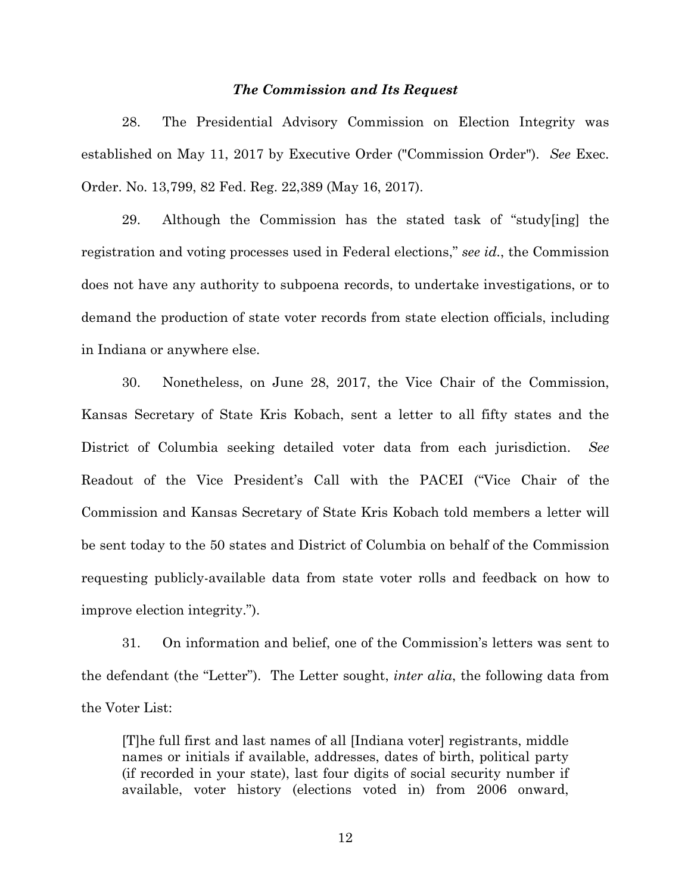### *The Commission and Its Request*

28. The Presidential Advisory Commission on Election Integrity was established on May 11, 2017 by Executive Order ("Commission Order"). *See* Exec. Order. No. 13,799, 82 Fed. Reg. 22,389 (May 16, 2017).

29. Although the Commission has the stated task of "study[ing] the registration and voting processes used in Federal elections," *see id.*, the Commission does not have any authority to subpoena records, to undertake investigations, or to demand the production of state voter records from state election officials, including in Indiana or anywhere else.

30. Nonetheless, on June 28, 2017, the Vice Chair of the Commission, Kansas Secretary of State Kris Kobach, sent a letter to all fifty states and the District of Columbia seeking detailed voter data from each jurisdiction. *See* Readout of the Vice President's Call with the PACEI ("Vice Chair of the Commission and Kansas Secretary of State Kris Kobach told members a letter will be sent today to the 50 states and District of Columbia on behalf of the Commission requesting publicly-available data from state voter rolls and feedback on how to improve election integrity.").

31. On information and belief, one of the Commission's letters was sent to the defendant (the "Letter"). The Letter sought, *inter alia*, the following data from the Voter List:

> [T]he full first and last names of all [Indiana voter] registrants, middle names or initials if available, addresses, dates of birth, political party (if recorded in your state), last four digits of social security number if available, voter history (elections voted in) from 2006 onward,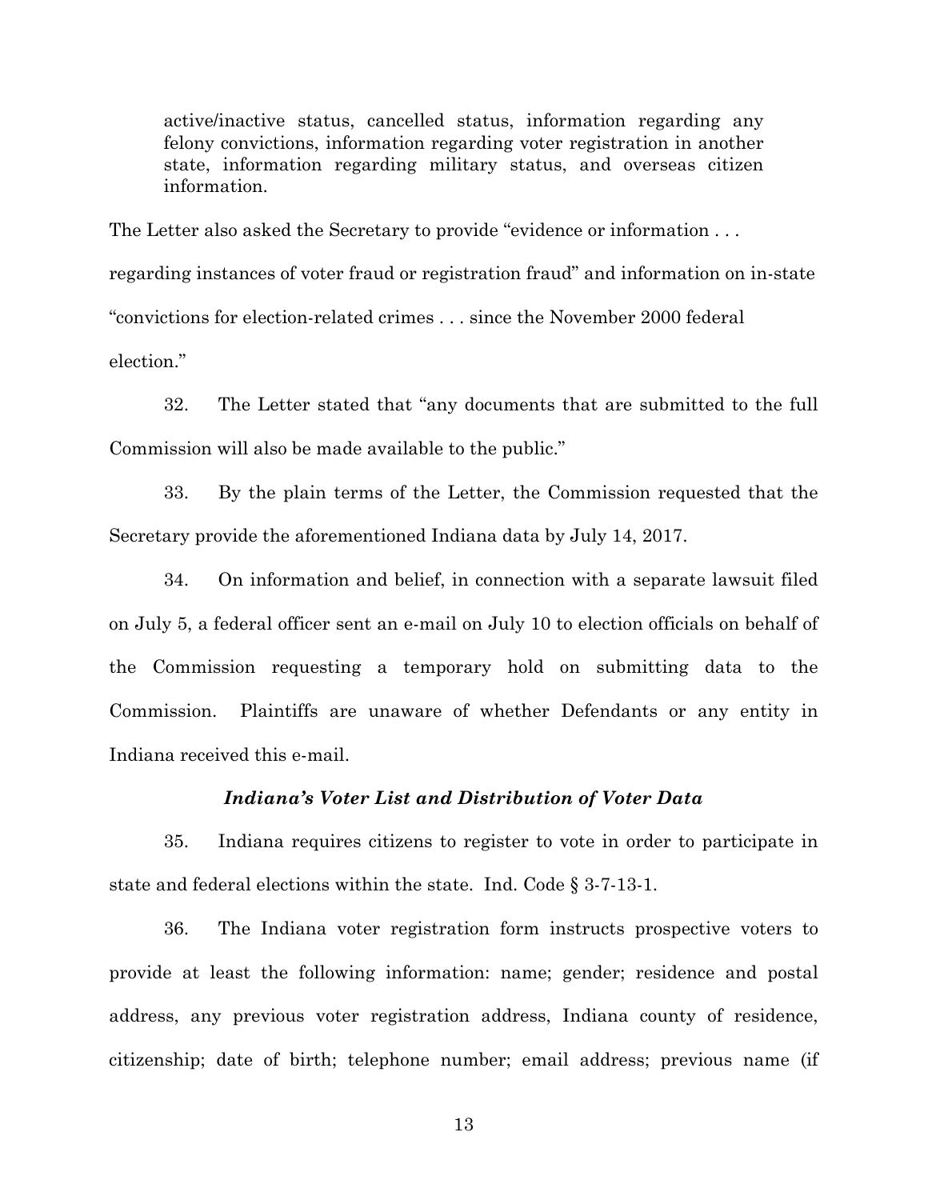> active/inactive status, cancelled status, information regarding any felony convictions, information regarding voter registration in another state, information regarding military status, and overseas citizen information.

The Letter also asked the Secretary to provide "evidence or information . . . regarding instances of voter fraud or registration fraud" and information on in-state "convictions for election-related crimes . . . since the November 2000 federal election."

32. The Letter stated that "any documents that are submitted to the full Commission will also be made available to the public."

33. By the plain terms of the Letter, the Commission requested that the Secretary provide the aforementioned Indiana data by July 14, 2017.

34. On information and belief, in connection with a separate lawsuit filed on July 5, a federal officer sent an e-mail on July 10 to election officials on behalf of the Commission requesting a temporary hold on submitting data to the Commission. Plaintiffs are unaware of whether Defendants or any entity in Indiana received this e-mail.

### *Indiana's Voter List and Distribution of Voter Data*

35. Indiana requires citizens to register to vote in order to participate in state and federal elections within the state. Ind. Code § 3-7-13-1.

36. The Indiana voter registration form instructs prospective voters to provide at least the following information: name; gender; residence and postal address, any previous voter registration address, Indiana county of residence, citizenship; date of birth; telephone number; email address; previous name (if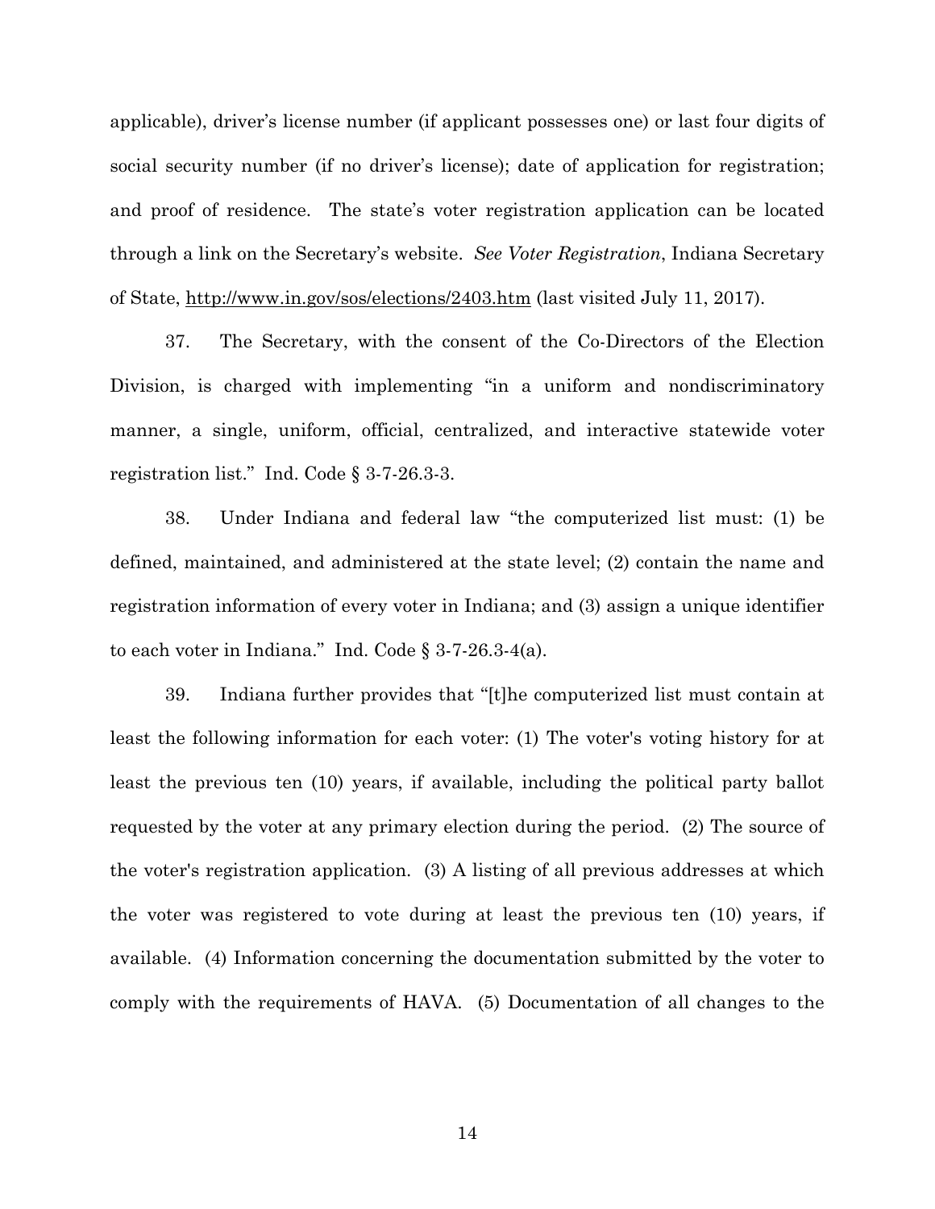applicable), driver's license number (if applicant possesses one) or last four digits of social security number (if no driver's license); date of application for registration; and proof of residence. The state's voter registration application can be located through a link on the Secretary's website. *See Voter Registration*, Indiana Secretary of State, http://www.in.gov/sos/elections/2403.htm (last visited July 11, 2017).

37. The Secretary, with the consent of the Co-Directors of the Election Division, is charged with implementing "in a uniform and nondiscriminatory manner, a single, uniform, official, centralized, and interactive statewide voter registration list." Ind. Code § 3-7-26.3-3.

38. Under Indiana and federal law "the computerized list must: (1) be defined, maintained, and administered at the state level; (2) contain the name and registration information of every voter in Indiana; and (3) assign a unique identifier to each voter in Indiana." Ind. Code § 3-7-26.3-4(a).

39. Indiana further provides that "[t]he computerized list must contain at least the following information for each voter: (1) The voter's voting history for at least the previous ten (10) years, if available, including the political party ballot requested by the voter at any primary election during the period. (2) The source of the voter's registration application. (3) A listing of all previous addresses at which the voter was registered to vote during at least the previous ten (10) years, if available. (4) Information concerning the documentation submitted by the voter to comply with the requirements of HAVA. (5) Documentation of all changes to the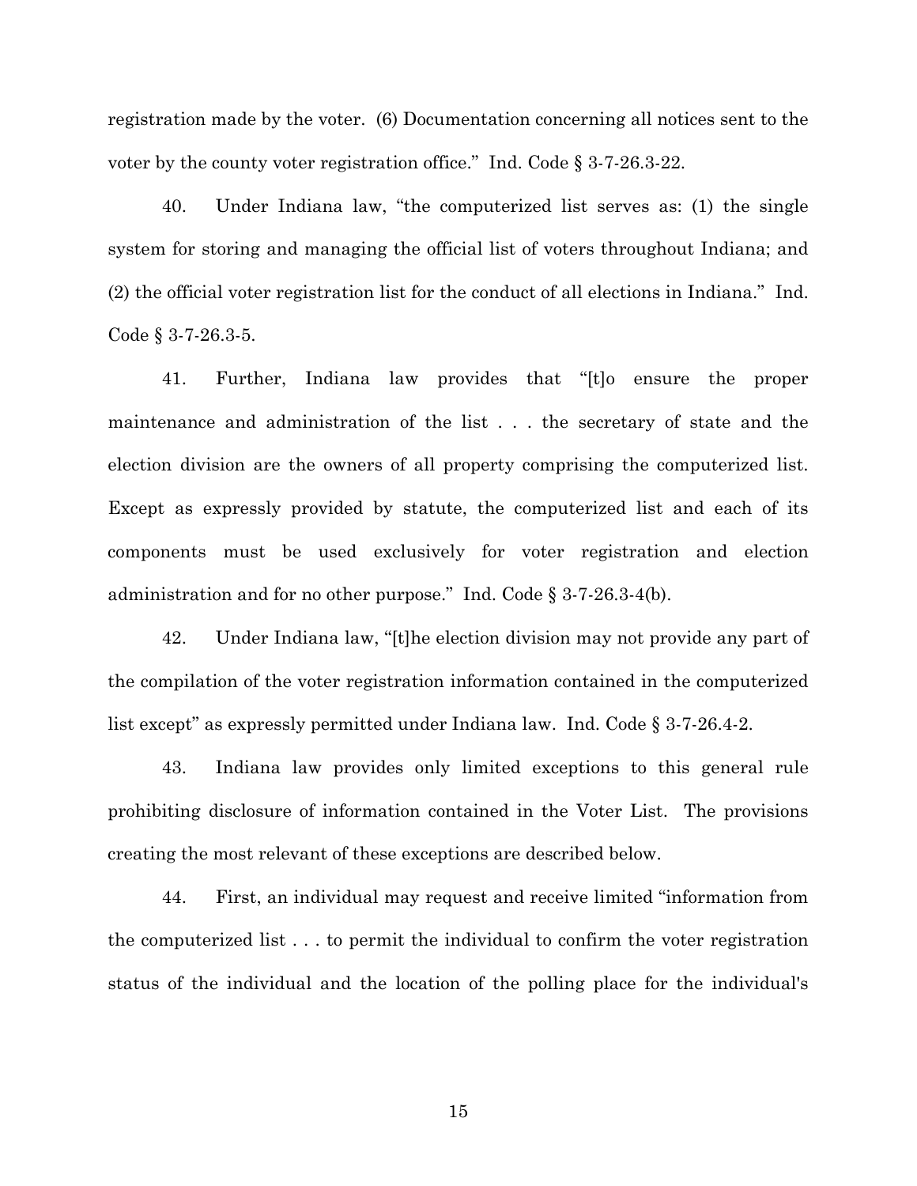registration made by the voter. (6) Documentation concerning all notices sent to the voter by the county voter registration office." Ind. Code § 3-7-26.3-22.

40. Under Indiana law, "the computerized list serves as: (1) the single system for storing and managing the official list of voters throughout Indiana; and (2) the official voter registration list for the conduct of all elections in Indiana." Ind. Code § 3-7-26.3-5.

41. Further, Indiana law provides that "[t]o ensure the proper maintenance and administration of the list . . . the secretary of state and the election division are the owners of all property comprising the computerized list. Except as expressly provided by statute, the computerized list and each of its components must be used exclusively for voter registration and election administration and for no other purpose." Ind. Code § 3-7-26.3-4(b).

42. Under Indiana law, "[t]he election division may not provide any part of the compilation of the voter registration information contained in the computerized list except" as expressly permitted under Indiana law. Ind. Code § 3-7-26.4-2.

43. Indiana law provides only limited exceptions to this general rule prohibiting disclosure of information contained in the Voter List. The provisions creating the most relevant of these exceptions are described below.

44. First, an individual may request and receive limited "information from the computerized list . . . to permit the individual to confirm the voter registration status of the individual and the location of the polling place for the individual's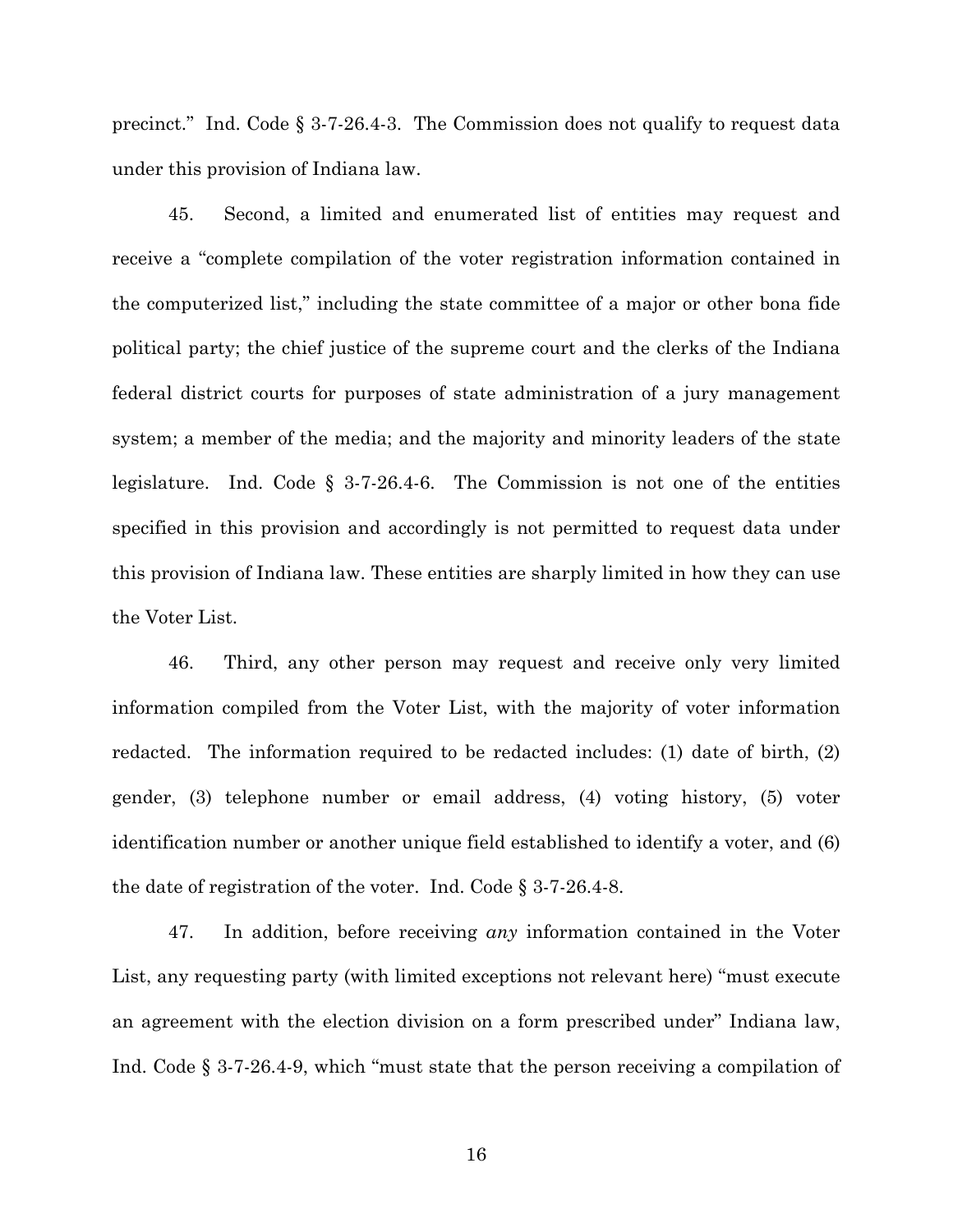precinct." Ind. Code § 3-7-26.4-3. The Commission does not qualify to request data under this provision of Indiana law.

45. Second, a limited and enumerated list of entities may request and receive a "complete compilation of the voter registration information contained in the computerized list," including the state committee of a major or other bona fide political party; the chief justice of the supreme court and the clerks of the Indiana federal district courts for purposes of state administration of a jury management system; a member of the media; and the majority and minority leaders of the state legislature. Ind. Code § 3-7-26.4-6. The Commission is not one of the entities specified in this provision and accordingly is not permitted to request data under this provision of Indiana law. These entities are sharply limited in how they can use the Voter List.

46. Third, any other person may request and receive only very limited information compiled from the Voter List, with the majority of voter information redacted. The information required to be redacted includes: (1) date of birth, (2) gender, (3) telephone number or email address, (4) voting history, (5) voter identification number or another unique field established to identify a voter, and (6) the date of registration of the voter. Ind. Code § 3-7-26.4-8.

47. In addition, before receiving *any* information contained in the Voter List, any requesting party (with limited exceptions not relevant here) "must execute an agreement with the election division on a form prescribed under" Indiana law, Ind. Code § 3-7-26.4-9, which "must state that the person receiving a compilation of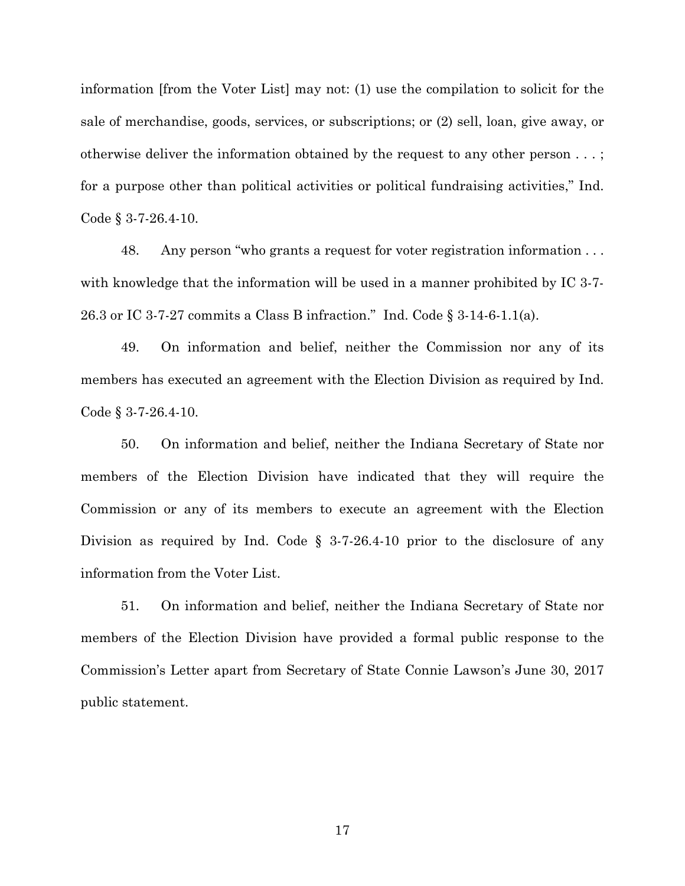information [from the Voter List] may not: (1) use the compilation to solicit for the sale of merchandise, goods, services, or subscriptions; or (2) sell, loan, give away, or otherwise deliver the information obtained by the request to any other person . . . ; for a purpose other than political activities or political fundraising activities," Ind. Code § 3-7-26.4-10.

48. Any person "who grants a request for voter registration information . . . with knowledge that the information will be used in a manner prohibited by IC 3-7-26.3 or IC 3-7-27 commits a Class B infraction." Ind. Code § 3-14-6-1.1(a).

49. On information and belief, neither the Commission nor any of its members has executed an agreement with the Election Division as required by Ind. Code § 3-7-26.4-10.

50. On information and belief, neither the Indiana Secretary of State nor members of the Election Division have indicated that they will require the Commission or any of its members to execute an agreement with the Election Division as required by Ind. Code § 3-7-26.4-10 prior to the disclosure of any information from the Voter List.

51. On information and belief, neither the Indiana Secretary of State nor members of the Election Division have provided a formal public response to the Commission's Letter apart from Secretary of State Connie Lawson's June 30, 2017 public statement.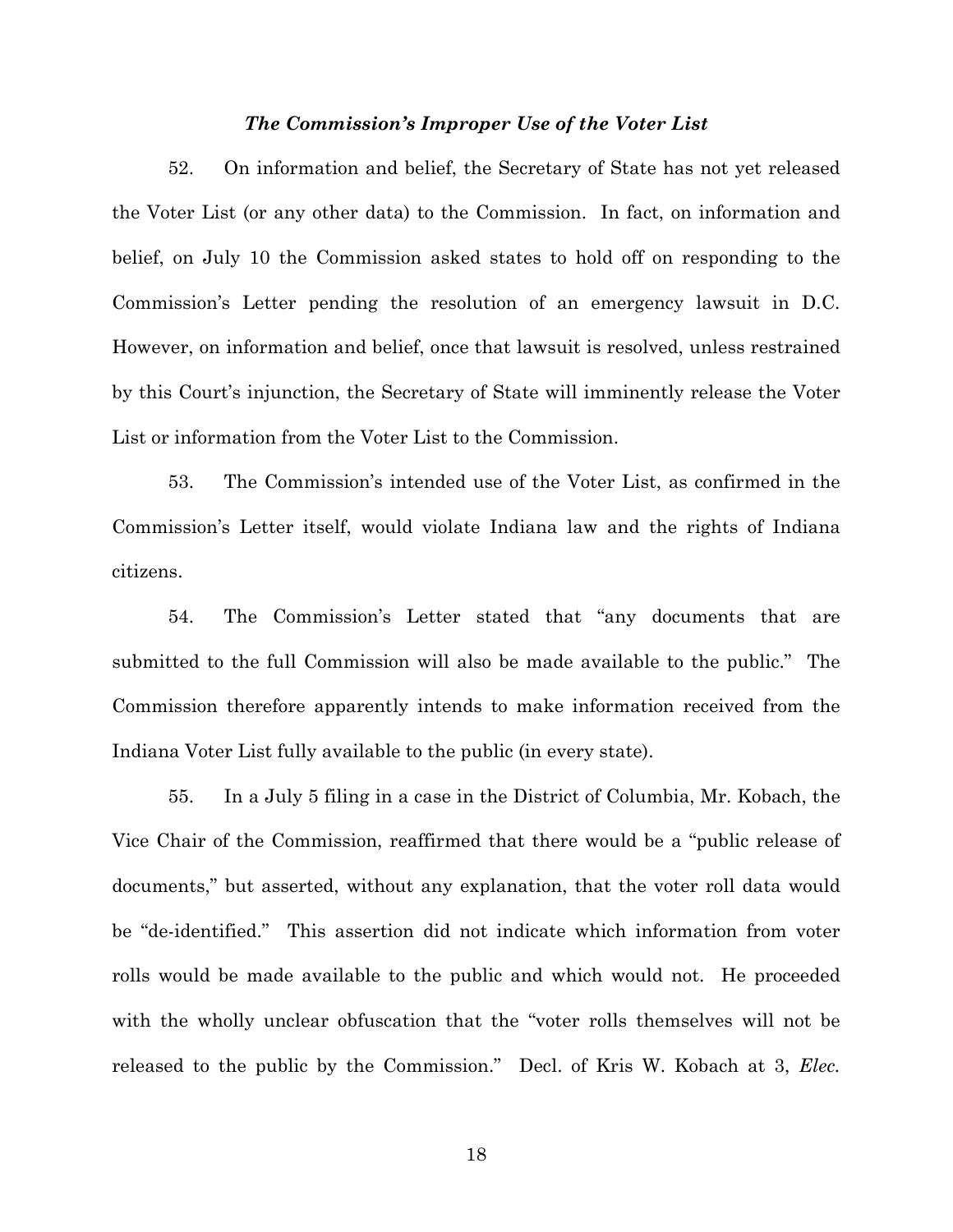### *The Commission's Improper Use of the Voter List*

52. On information and belief, the Secretary of State has not yet released the Voter List (or any other data) to the Commission. In fact, on information and belief, on July 10 the Commission asked states to hold off on responding to the Commission's Letter pending the resolution of an emergency lawsuit in D.C. However, on information and belief, once that lawsuit is resolved, unless restrained by this Court's injunction, the Secretary of State will imminently release the Voter List or information from the Voter List to the Commission.

53. The Commission's intended use of the Voter List, as confirmed in the Commission's Letter itself, would violate Indiana law and the rights of Indiana citizens.

54. The Commission's Letter stated that "any documents that are submitted to the full Commission will also be made available to the public." The Commission therefore apparently intends to make information received from the Indiana Voter List fully available to the public (in every state).

55. In a July 5 filing in a case in the District of Columbia, Mr. Kobach, the Vice Chair of the Commission, reaffirmed that there would be a "public release of documents," but asserted, without any explanation, that the voter roll data would be "de-identified." This assertion did not indicate which information from voter rolls would be made available to the public and which would not. He proceeded with the wholly unclear obfuscation that the "voter rolls themselves will not be released to the public by the Commission." Decl. of Kris W. Kobach at 3, *Elec.*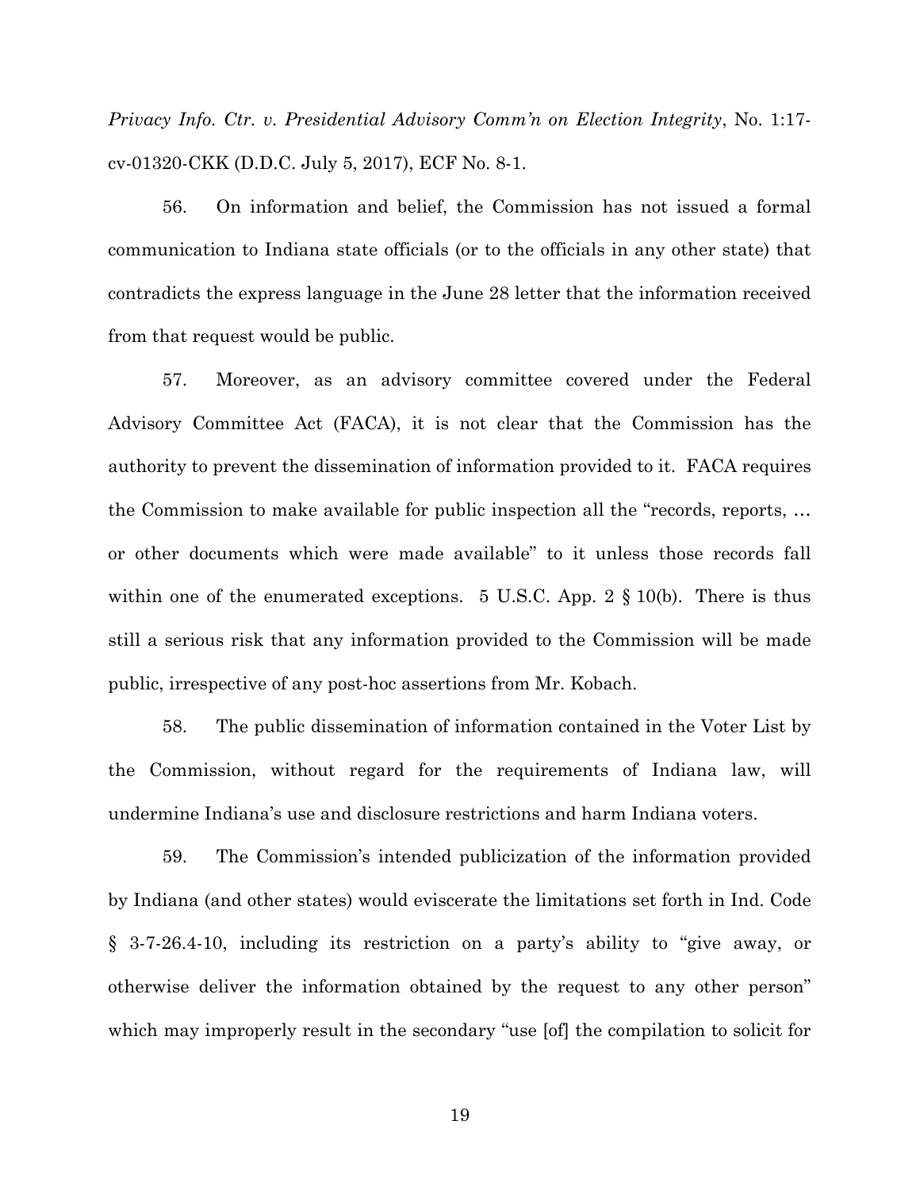*Privacy Info. Ctr. v. Presidential Advisory Comm'n on Election Integrity*, No. 1:17-cv-01320-CKK (D.D.C. July 5, 2017), ECF No. 8-1.

56. On information and belief, the Commission has not issued a formal communication to Indiana state officials (or to the officials in any other state) that contradicts the express language in the June 28 letter that the information received from that request would be public.

57. Moreover, as an advisory committee covered under the Federal Advisory Committee Act (FACA), it is not clear that the Commission has the authority to prevent the dissemination of information provided to it. FACA requires the Commission to make available for public inspection all the "records, reports, … or other documents which were made available" to it unless those records fall within one of the enumerated exceptions. 5 U.S.C. App. 2 § 10(b). There is thus still a serious risk that any information provided to the Commission will be made public, irrespective of any post-hoc assertions from Mr. Kobach.

58. The public dissemination of information contained in the Voter List by the Commission, without regard for the requirements of Indiana law, will undermine Indiana's use and disclosure restrictions and harm Indiana voters.

59. The Commission's intended publicization of the information provided by Indiana (and other states) would eviscerate the limitations set forth in Ind. Code § 3-7-26.4-10, including its restriction on a party's ability to "give away, or otherwise deliver the information obtained by the request to any other person" which may improperly result in the secondary "use [of] the compilation to solicit for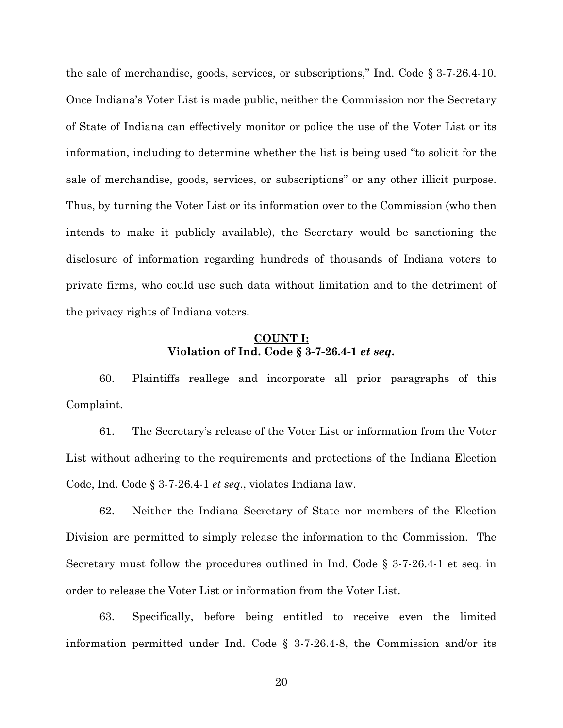the sale of merchandise, goods, services, or subscriptions," Ind. Code § 3-7-26.4-10. Once Indiana's Voter List is made public, neither the Commission nor the Secretary of State of Indiana can effectively monitor or police the use of the Voter List or its information, including to determine whether the list is being used "to solicit for the sale of merchandise, goods, services, or subscriptions" or any other illicit purpose. Thus, by turning the Voter List or its information over to the Commission (who then intends to make it publicly available), the Secretary would be sanctioning the disclosure of information regarding hundreds of thousands of Indiana voters to private firms, who could use such data without limitation and to the detriment of the privacy rights of Indiana voters.

## COUNT I:
## Violation of Ind. Code § 3-7-26.4-1 *et seq*.

60. Plaintiffs reallege and incorporate all prior paragraphs of this Complaint.

61. The Secretary's release of the Voter List or information from the Voter List without adhering to the requirements and protections of the Indiana Election Code, Ind. Code § 3-7-26.4-1 *et seq*., violates Indiana law.

62. Neither the Indiana Secretary of State nor members of the Election Division are permitted to simply release the information to the Commission. The Secretary must follow the procedures outlined in Ind. Code § 3-7-26.4-1 et seq. in order to release the Voter List or information from the Voter List.

63. Specifically, before being entitled to receive even the limited information permitted under Ind. Code § 3-7-26.4-8, the Commission and/or its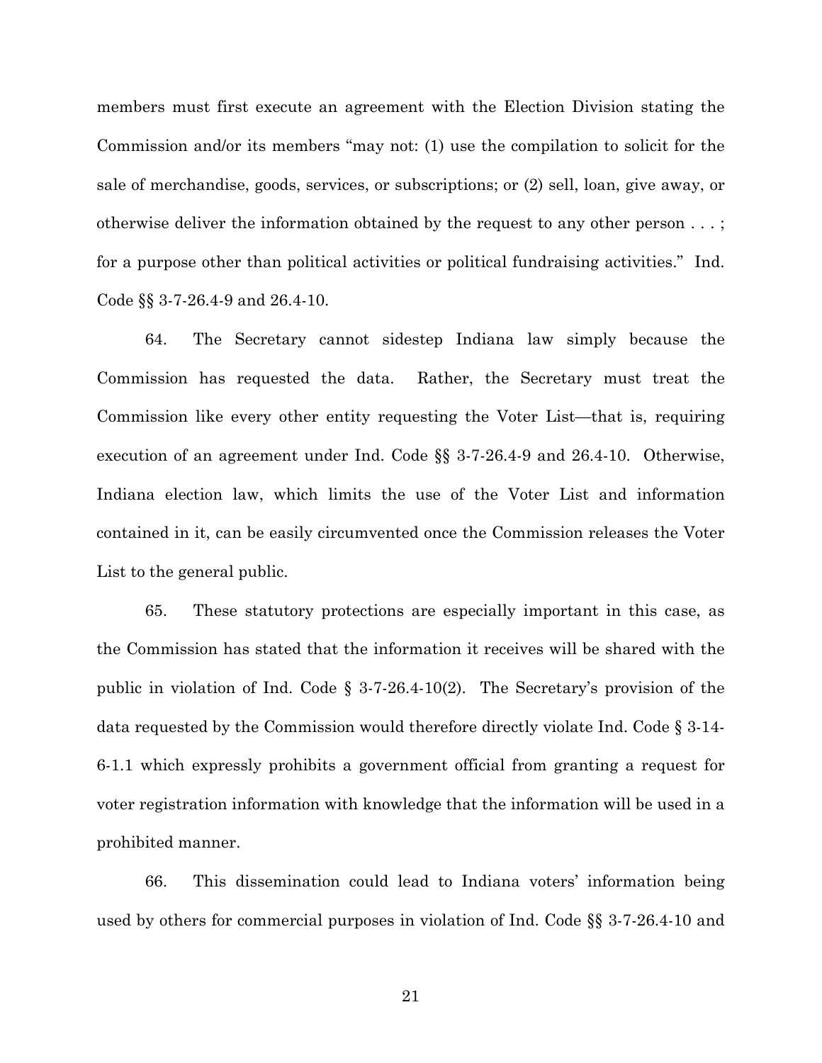members must first execute an agreement with the Election Division stating the Commission and/or its members "may not: (1) use the compilation to solicit for the sale of merchandise, goods, services, or subscriptions; or (2) sell, loan, give away, or otherwise deliver the information obtained by the request to any other person . . . ; for a purpose other than political activities or political fundraising activities." Ind. Code §§ 3-7-26.4-9 and 26.4-10.

64. The Secretary cannot sidestep Indiana law simply because the Commission has requested the data. Rather, the Secretary must treat the Commission like every other entity requesting the Voter List—that is, requiring execution of an agreement under Ind. Code §§ 3-7-26.4-9 and 26.4-10. Otherwise, Indiana election law, which limits the use of the Voter List and information contained in it, can be easily circumvented once the Commission releases the Voter List to the general public.

65. These statutory protections are especially important in this case, as the Commission has stated that the information it receives will be shared with the public in violation of Ind. Code § 3-7-26.4-10(2). The Secretary's provision of the data requested by the Commission would therefore directly violate Ind. Code § 3-14-6-1.1 which expressly prohibits a government official from granting a request for voter registration information with knowledge that the information will be used in a prohibited manner.

66. This dissemination could lead to Indiana voters' information being used by others for commercial purposes in violation of Ind. Code §§ 3-7-26.4-10 and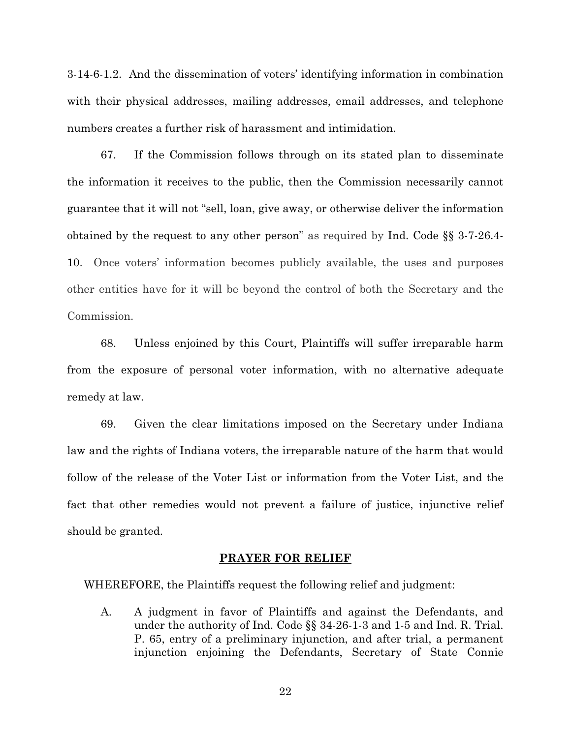3-14-6-1.2. And the dissemination of voters' identifying information in combination with their physical addresses, mailing addresses, email addresses, and telephone numbers creates a further risk of harassment and intimidation.

67. If the Commission follows through on its stated plan to disseminate the information it receives to the public, then the Commission necessarily cannot guarantee that it will not "sell, loan, give away, or otherwise deliver the information obtained by the request to any other person" as required by Ind. Code §§ 3-7-26.4-10. Once voters' information becomes publicly available, the uses and purposes other entities have for it will be beyond the control of both the Secretary and the Commission.

68. Unless enjoined by this Court, Plaintiffs will suffer irreparable harm from the exposure of personal voter information, with no alternative adequate remedy at law.

69. Given the clear limitations imposed on the Secretary under Indiana law and the rights of Indiana voters, the irreparable nature of the harm that would follow of the release of the Voter List or information from the Voter List, and the fact that other remedies would not prevent a failure of justice, injunctive relief should be granted.

## PRAYER FOR RELIEF

WHEREFORE, the Plaintiffs request the following relief and judgment:

A. A judgment in favor of Plaintiffs and against the Defendants, and under the authority of Ind. Code §§ 34-26-1-3 and 1-5 and Ind. R. Trial. P. 65, entry of a preliminary injunction, and after trial, a permanent injunction enjoining the Defendants, Secretary of State Connie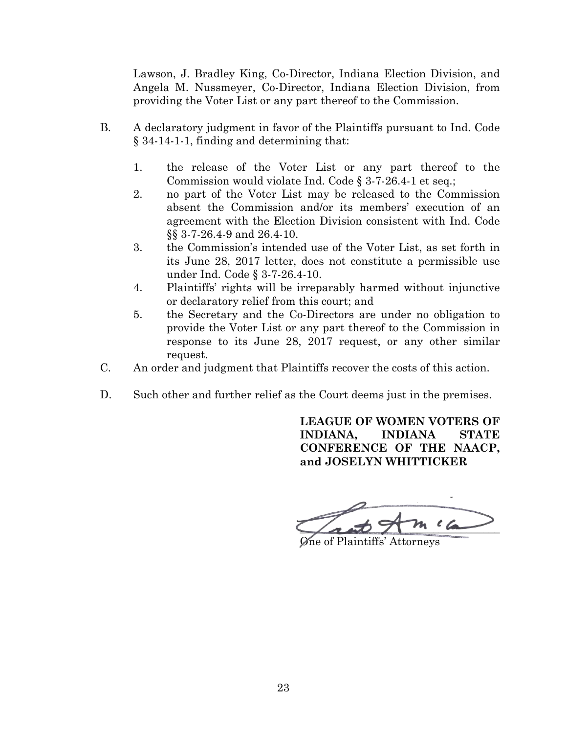Lawson, J. Bradley King, Co-Director, Indiana Election Division, and Angela M. Nussmeyer, Co-Director, Indiana Election Division, from providing the Voter List or any part thereof to the Commission.

B. A declaratory judgment in favor of the Plaintiffs pursuant to Ind. Code § 34-14-1-1, finding and determining that:

   1. the release of the Voter List or any part thereof to the Commission would violate Ind. Code § 3-7-26.4-1 et seq.;
   2. no part of the Voter List may be released to the Commission absent the Commission and/or its members' execution of an agreement with the Election Division consistent with Ind. Code §§ 3-7-26.4-9 and 26.4-10.
   3. the Commission's intended use of the Voter List, as set forth in its June 28, 2017 letter, does not constitute a permissible use under Ind. Code § 3-7-26.4-10.
   4. Plaintiffs' rights will be irreparably harmed without injunctive or declaratory relief from this court; and
   5. the Secretary and the Co-Directors are under no obligation to provide the Voter List or any part thereof to the Commission in response to its June 28, 2017 request, or any other similar request.

C. An order and judgment that Plaintiffs recover the costs of this action.

D. Such other and further relief as the Court deems just in the premises.

**LEAGUE OF WOMEN VOTERS OF INDIANA, INDIANA STATE CONFERENCE OF THE NAACP, and JOSELYN WHITTICKER**

One of Plaintiffs' Attorneys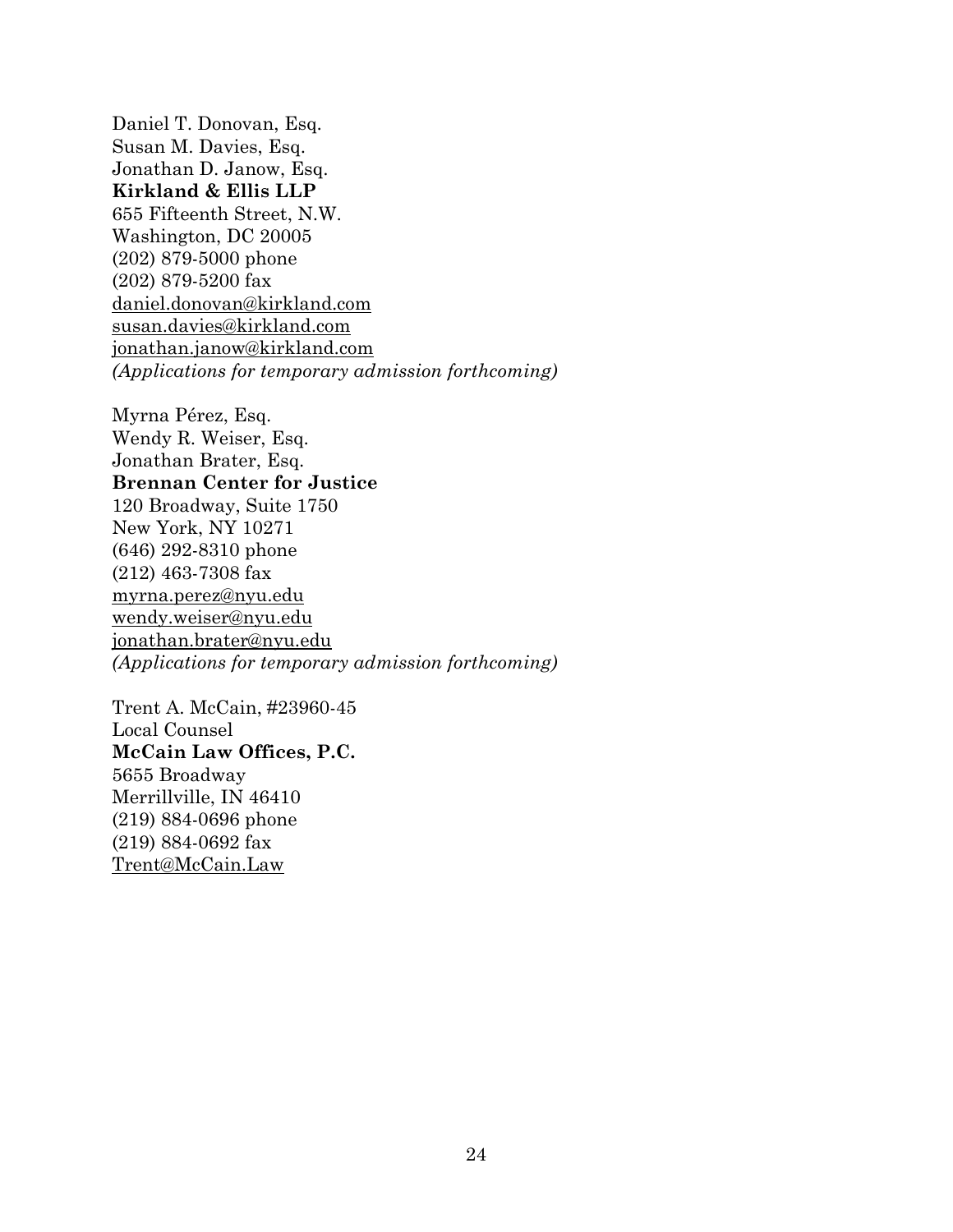Daniel T. Donovan, Esq.
Susan M. Davies, Esq.
Jonathan D. Janow, Esq.
**Kirkland & Ellis LLP**
655 Fifteenth Street, N.W.
Washington, DC 20005
(202) 879-5000 phone
(202) 879-5200 fax
daniel.donovan@kirkland.com
susan.davies@kirkland.com
jonathan.janow@kirkland.com
*(Applications for temporary admission forthcoming)*

Myrna Pérez, Esq.
Wendy R. Weiser, Esq.
Jonathan Brater, Esq.
**Brennan Center for Justice**
120 Broadway, Suite 1750
New York, NY 10271
(646) 292-8310 phone
(212) 463-7308 fax
myrna.perez@nyu.edu
wendy.weiser@nyu.edu
jonathan.brater@nyu.edu
*(Applications for temporary admission forthcoming)*

Trent A. McCain, #23960-45
Local Counsel
**McCain Law Offices, P.C.**
5655 Broadway
Merrillville, IN 46410
(219) 884-0696 phone
(219) 884-0692 fax
Trent@McCain.Law